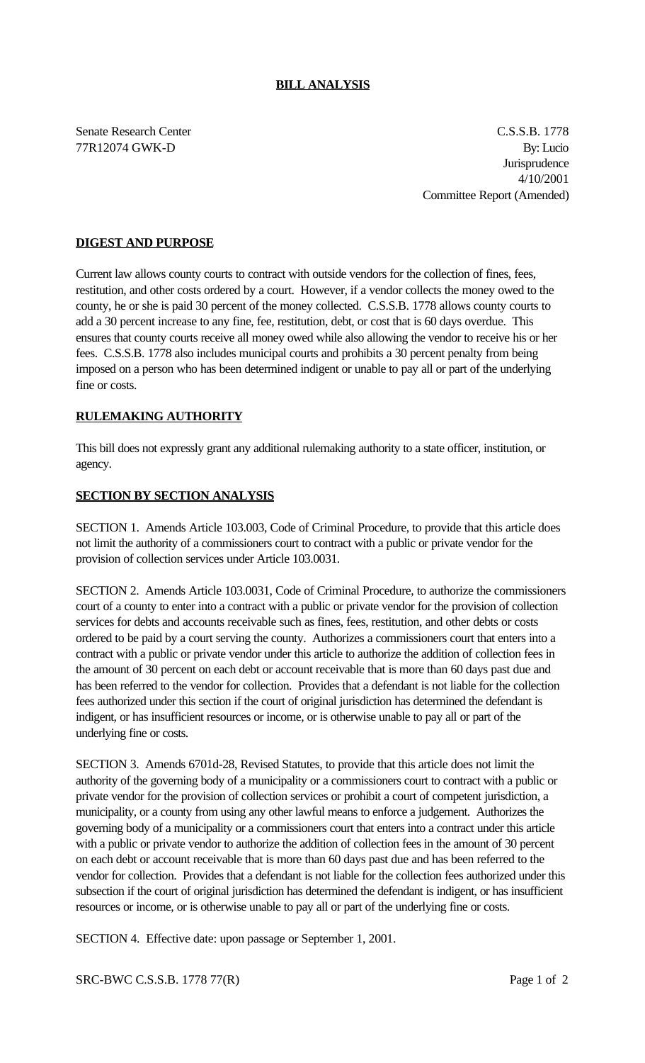**BILL ANALYSIS**

Senate Research Center
77R12074 GWK-D

C.S.S.B. 1778
By: Lucio
Jurisprudence
4/10/2001
Committee Report (Amended)

## DIGEST AND PURPOSE

Current law allows county courts to contract with outside vendors for the collection of fines, fees, restitution, and other costs ordered by a court. However, if a vendor collects the money owed to the county, he or she is paid 30 percent of the money collected. C.S.S.B. 1778 allows county courts to add a 30 percent increase to any fine, fee, restitution, debt, or cost that is 60 days overdue. This ensures that county courts receive all money owed while also allowing the vendor to receive his or her fees. C.S.S.B. 1778 also includes municipal courts and prohibits a 30 percent penalty from being imposed on a person who has been determined indigent or unable to pay all or part of the underlying fine or costs.

## RULEMAKING AUTHORITY

This bill does not expressly grant any additional rulemaking authority to a state officer, institution, or agency.

## SECTION BY SECTION ANALYSIS

SECTION 1. Amends Article 103.003, Code of Criminal Procedure, to provide that this article does not limit the authority of a commissioners court to contract with a public or private vendor for the provision of collection services under Article 103.0031.

SECTION 2. Amends Article 103.0031, Code of Criminal Procedure, to authorize the commissioners court of a county to enter into a contract with a public or private vendor for the provision of collection services for debts and accounts receivable such as fines, fees, restitution, and other debts or costs ordered to be paid by a court serving the county. Authorizes a commissioners court that enters into a contract with a public or private vendor under this article to authorize the addition of collection fees in the amount of 30 percent on each debt or account receivable that is more than 60 days past due and has been referred to the vendor for collection. Provides that a defendant is not liable for the collection fees authorized under this section if the court of original jurisdiction has determined the defendant is indigent, or has insufficient resources or income, or is otherwise unable to pay all or part of the underlying fine or costs.

SECTION 3. Amends 6701d-28, Revised Statutes, to provide that this article does not limit the authority of the governing body of a municipality or a commissioners court to contract with a public or private vendor for the provision of collection services or prohibit a court of competent jurisdiction, a municipality, or a county from using any other lawful means to enforce a judgement. Authorizes the governing body of a municipality or a commissioners court that enters into a contract under this article with a public or private vendor to authorize the addition of collection fees in the amount of 30 percent on each debt or account receivable that is more than 60 days past due and has been referred to the vendor for collection. Provides that a defendant is not liable for the collection fees authorized under this subsection if the court of original jurisdiction has determined the defendant is indigent, or has insufficient resources or income, or is otherwise unable to pay all or part of the underlying fine or costs.

SECTION 4. Effective date: upon passage or September 1, 2001.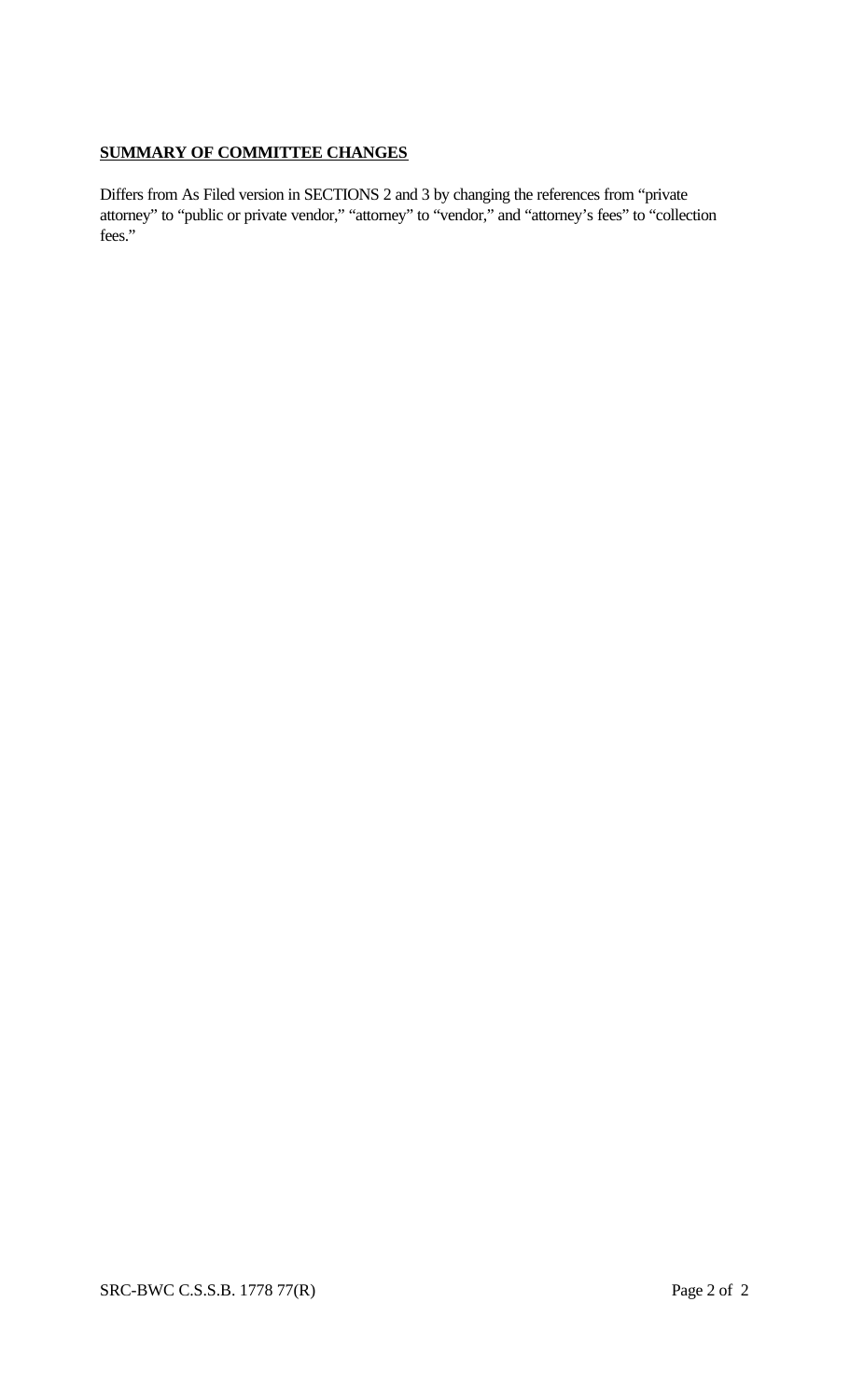**SUMMARY OF COMMITTEE CHANGES**

Differs from As Filed version in SECTIONS 2 and 3 by changing the references from "private attorney" to "public or private vendor," "attorney" to "vendor," and "attorney's fees" to "collection fees."